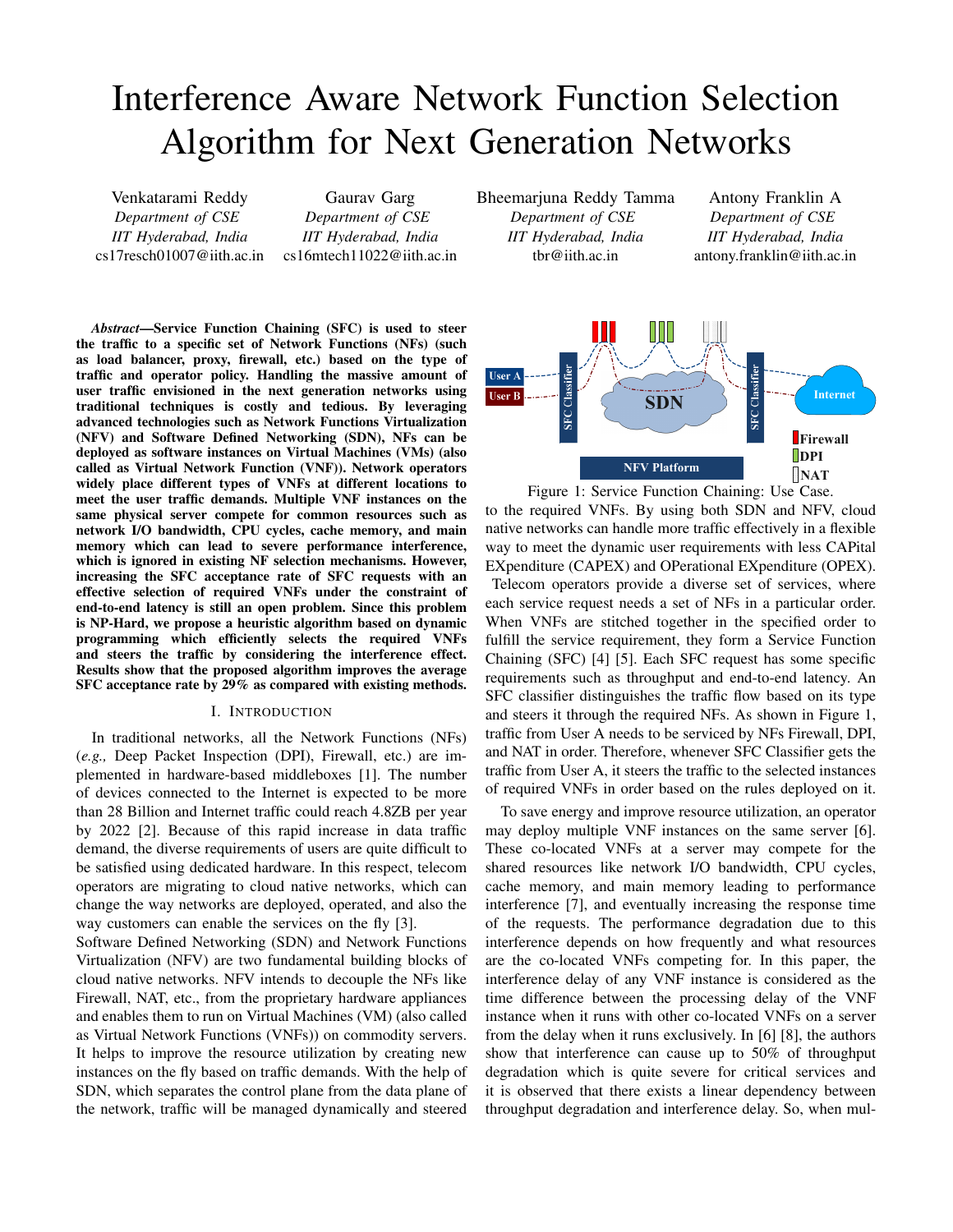# Interference Aware Network Function Selection Algorithm for Next Generation Networks

Venkatarami Reddy
*Department of CSE*
*IIT Hyderabad, India*
cs17resch01007@iith.ac.in

Gaurav Garg
*Department of CSE*
*IIT Hyderabad, India*
cs16mtech11022@iith.ac.in

Bheemarjuna Reddy Tamma
*Department of CSE*
*IIT Hyderabad, India*
tbr@iith.ac.in

Antony Franklin A
*Department of CSE*
*IIT Hyderabad, India*
antony.franklin@iith.ac.in

***Abstract*—Service Function Chaining (SFC) is used to steer the traffic to a specific set of Network Functions (NFs) (such as load balancer, proxy, firewall, etc.) based on the type of traffic and operator policy. Handling the massive amount of user traffic envisioned in the next generation networks using traditional techniques is costly and tedious. By leveraging advanced technologies such as Network Functions Virtualization (NFV) and Software Defined Networking (SDN), NFs can be deployed as software instances on Virtual Machines (VMs) (also called as Virtual Network Function (VNF)). Network operators widely place different types of VNFs at different locations to meet the user traffic demands. Multiple VNF instances on the same physical server compete for common resources such as network I/O bandwidth, CPU cycles, cache memory, and main memory which can lead to severe performance interference, which is ignored in existing NF selection mechanisms. However, increasing the SFC acceptance rate of SFC requests with an effective selection of required VNFs under the constraint of end-to-end latency is still an open problem. Since this problem is NP-Hard, we propose a heuristic algorithm based on dynamic programming which efficiently selects the required VNFs and steers the traffic by considering the interference effect. Results show that the proposed algorithm improves the average SFC acceptance rate by 29% as compared with existing methods.**

## I. Introduction

In traditional networks, all the Network Functions (NFs) (*e.g.,* Deep Packet Inspection (DPI), Firewall, etc.) are implemented in hardware-based middleboxes [1]. The number of devices connected to the Internet is expected to be more than 28 Billion and Internet traffic could reach 4.8ZB per year by 2022 [2]. Because of this rapid increase in data traffic demand, the diverse requirements of users are quite difficult to be satisfied using dedicated hardware. In this respect, telecom operators are migrating to cloud native networks, which can change the way networks are deployed, operated, and also the way customers can enable the services on the fly [3].

Software Defined Networking (SDN) and Network Functions Virtualization (NFV) are two fundamental building blocks of cloud native networks. NFV intends to decouple the NFs like Firewall, NAT, etc., from the proprietary hardware appliances and enables them to run on Virtual Machines (VM) (also called as Virtual Network Functions (VNFs)) on commodity servers. It helps to improve the resource utilization by creating new instances on the fly based on traffic demands. With the help of SDN, which separates the control plane from the data plane of the network, traffic will be managed dynamically and steered to the required VNFs. By using both SDN and NFV, cloud native networks can handle more traffic effectively in a flexible way to meet the dynamic user requirements with less CAPital EXpenditure (CAPEX) and OPerational EXpenditure (OPEX).

Figure 1: Service Function Chaining: Use Case.

Telecom operators provide a diverse set of services, where each service request needs a set of NFs in a particular order. When VNFs are stitched together in the specified order to fulfill the service requirement, they form a Service Function Chaining (SFC) [4] [5]. Each SFC request has some specific requirements such as throughput and end-to-end latency. An SFC classifier distinguishes the traffic flow based on its type and steers it through the required NFs. As shown in Figure 1, traffic from User A needs to be serviced by NFs Firewall, DPI, and NAT in order. Therefore, whenever SFC Classifier gets the traffic from User A, it steers the traffic to the selected instances of required VNFs in order based on the rules deployed on it.

To save energy and improve resource utilization, an operator may deploy multiple VNF instances on the same server [6]. These co-located VNFs at a server may compete for the shared resources like network I/O bandwidth, CPU cycles, cache memory, and main memory leading to performance interference [7], and eventually increasing the response time of the requests. The performance degradation due to this interference depends on how frequently and what resources are the co-located VNFs competing for. In this paper, the interference delay of any VNF instance is considered as the time difference between the processing delay of the VNF instance when it runs with other co-located VNFs on a server from the delay when it runs exclusively. In [6] [8], the authors show that interference can cause up to 50% of throughput degradation which is quite severe for critical services and it is observed that there exists a linear dependency between throughput degradation and interference delay. So, when mul-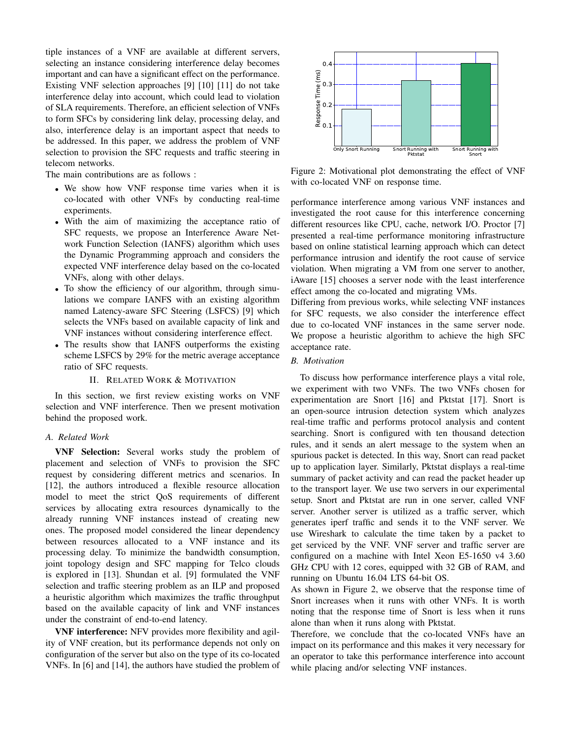tiple instances of a VNF are available at different servers, selecting an instance considering interference delay becomes important and can have a significant effect on the performance. Existing VNF selection approaches [9] [10] [11] do not take interference delay into account, which could lead to violation of SLA requirements. Therefore, an efficient selection of VNFs to form SFCs by considering link delay, processing delay, and also, interference delay is an important aspect that needs to be addressed. In this paper, we address the problem of VNF selection to provision the SFC requests and traffic steering in telecom networks.

The main contributions are as follows :

- We show how VNF response time varies when it is co-located with other VNFs by conducting real-time experiments.
- With the aim of maximizing the acceptance ratio of SFC requests, we propose an Interference Aware Network Function Selection (IANFS) algorithm which uses the Dynamic Programming approach and considers the expected VNF interference delay based on the co-located VNFs, along with other delays.
- To show the efficiency of our algorithm, through simulations we compare IANFS with an existing algorithm named Latency-aware SFC Steering (LSFCS) [9] which selects the VNFs based on available capacity of link and VNF instances without considering interference effect.
- The results show that IANFS outperforms the existing scheme LSFCS by 29% for the metric average acceptance ratio of SFC requests.

## II. Related Work & Motivation

In this section, we first review existing works on VNF selection and VNF interference. Then we present motivation behind the proposed work.

### A. Related Work

**VNF Selection:** Several works study the problem of placement and selection of VNFs to provision the SFC request by considering different metrics and scenarios. In [12], the authors introduced a flexible resource allocation model to meet the strict QoS requirements of different services by allocating extra resources dynamically to the already running VNF instances instead of creating new ones. The proposed model considered the linear dependency between resources allocated to a VNF instance and its processing delay. To minimize the bandwidth consumption, joint topology design and SFC mapping for Telco clouds is explored in [13]. Shundan et al. [9] formulated the VNF selection and traffic steering problem as an ILP and proposed a heuristic algorithm which maximizes the traffic throughput based on the available capacity of link and VNF instances under the constraint of end-to-end latency.

**VNF interference:** NFV provides more flexibility and agility of VNF creation, but its performance depends not only on configuration of the server but also on the type of its co-located VNFs. In [6] and [14], the authors have studied the problem of performance interference among various VNF instances and investigated the root cause for this interference concerning different resources like CPU, cache, network I/O. Proctor [7] presented a real-time performance monitoring infrastructure based on online statistical learning approach which can detect performance intrusion and identify the root cause of service violation. When migrating a VM from one server to another, iAware [15] chooses a server node with the least interference effect among the co-located and migrating VMs.

Differing from previous works, while selecting VNF instances for SFC requests, we also consider the interference effect due to co-located VNF instances in the same server node. We propose a heuristic algorithm to achieve the high SFC acceptance rate.

### B. Motivation

Figure 2: Motivational plot demonstrating the effect of VNF with co-located VNF on response time.

To discuss how performance interference plays a vital role, we experiment with two VNFs. The two VNFs chosen for experimentation are Snort [16] and Pktstat [17]. Snort is an open-source intrusion detection system which analyzes real-time traffic and performs protocol analysis and content searching. Snort is configured with ten thousand detection rules, and it sends an alert message to the system when an spurious packet is detected. In this way, Snort can read packet up to application layer. Similarly, Pktstat displays a real-time summary of packet activity and can read the packet header up to the transport layer. We use two servers in our experimental setup. Snort and Pktstat are run in one server, called VNF server. Another server is utilized as a traffic server, which generates iperf traffic and sends it to the VNF server. We use Wireshark to calculate the time taken by a packet to get serviced by the VNF. VNF server and traffic server are configured on a machine with Intel Xeon E5-1650 v4 3.60 GHz CPU with 12 cores, equipped with 32 GB of RAM, and running on Ubuntu 16.04 LTS 64-bit OS.

As shown in Figure 2, we observe that the response time of Snort increases when it runs with other VNFs. It is worth noting that the response time of Snort is less when it runs alone than when it runs along with Pktstat.

Therefore, we conclude that the co-located VNFs have an impact on its performance and this makes it very necessary for an operator to take this performance interference into account while placing and/or selecting VNF instances.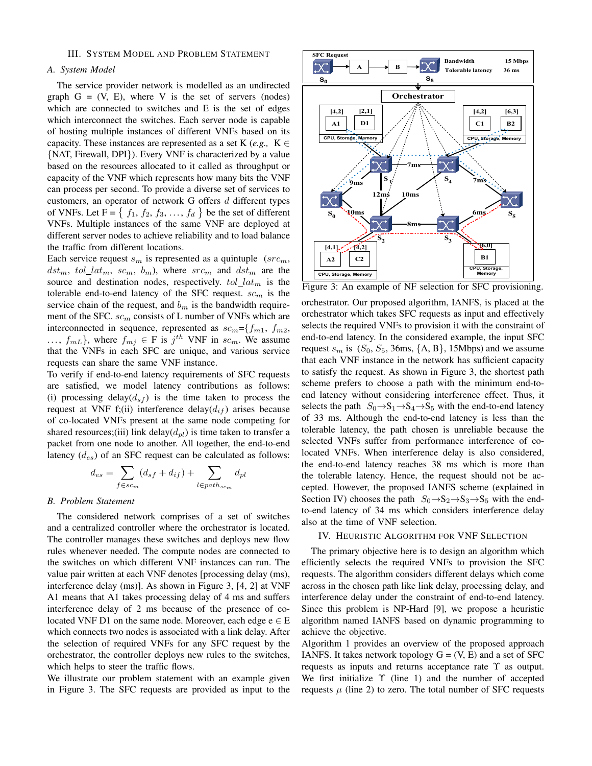## III. System Model and Problem Statement

### A. System Model

The service provider network is modelled as an undirected graph G = (V, E), where V is the set of servers (nodes) which are connected to switches and E is the set of edges which interconnect the switches. Each server node is capable of hosting multiple instances of different VNFs based on its capacity. These instances are represented as a set K (*e.g.,* K ∈ {NAT, Firewall, DPI}). Every VNF is characterized by a value based on the resources allocated to it called as throughput or capacity of the VNF which represents how many bits the VNF can process per second. To provide a diverse set of services to customers, an operator of network G offers $d$ different types of VNFs. Let F = { $f_1$, $f_2$, $f_3$, ..., $f_d$ } be the set of different VNFs. Multiple instances of the same VNF are deployed at different server nodes to achieve reliability and to load balance the traffic from different locations.

Each service request $s_m$ is represented as a quintuple ($src_m$, $dst_m$, $tol\_lat_m$, $sc_m$, $b_m$), where $src_m$ and $dst_m$ are the source and destination nodes, respectively. $tol\_lat_m$ is the tolerable end-to-end latency of the SFC request. $sc_m$ is the service chain of the request, and $b_m$ is the bandwidth requirement of the SFC. $sc_m$ consists of L number of VNFs which are interconnected in sequence, represented as $sc_m$={$f_{m1}$, $f_{m2}$, ..., $f_{mL}$}, where $f_{mj}$ ∈ F is $j^{th}$ VNF in $sc_m$. We assume that the VNFs in each SFC are unique, and various service requests can share the same VNF instance.

To verify if end-to-end latency requirements of SFC requests are satisfied, we model latency contributions as follows: (i) processing delay($d_{sf}$) is the time taken to process the request at VNF f;(ii) interference delay($d_{if}$) arises because of co-located VNFs present at the same node competing for shared resources;(iii) link delay($d_{pl}$) is time taken to transfer a packet from one node to another. All together, the end-to-end latency ($d_{es}$) of an SFC request can be calculated as follows:

$$d_{es} = \sum_{f \in sc_m} (d_{sf} + d_{if}) + \sum_{l \in path_{sc_m}} d_{pl}$$

### B. Problem Statement

The considered network comprises of a set of switches and a centralized controller where the orchestrator is located. The controller manages these switches and deploys new flow rules whenever needed. The compute nodes are connected to the switches on which different VNF instances can run. The value pair written at each VNF denotes [processing delay (ms), interference delay (ms)]. As shown in Figure 3, [4, 2] at VNF A1 means that A1 takes processing delay of 4 ms and suffers interference delay of 2 ms because of the presence of co-located VNF D1 on the same node. Moreover, each edge e ∈ E which connects two nodes is associated with a link delay. After the selection of required VNFs for any SFC request by the orchestrator, the controller deploys new rules to the switches, which helps to steer the traffic flows.

We illustrate our problem statement with an example given in Figure 3. The SFC requests are provided as input to the orchestrator. Our proposed algorithm, IANFS, is placed at the orchestrator which takes SFC requests as input and effectively selects the required VNFs to provision it with the constraint of end-to-end latency. In the considered example, the input SFC request $s_m$ is ($S_0$, $S_5$, 36ms, {A, B}, 15Mbps) and we assume that each VNF instance in the network has sufficient capacity to satisfy the request. As shown in Figure 3, the shortest path scheme prefers to choose a path with the minimum end-to-end latency without considering interference effect. Thus, it selects the path $S_0$→$S_1$→$S_4$→$S_5$ with the end-to-end latency of 33 ms. Although the end-to-end latency is less than the tolerable latency, the path chosen is unreliable because the selected VNFs suffer from performance interference of co-located VNFs. When interference delay is also considered, the end-to-end latency reaches 38 ms which is more than the tolerable latency. Hence, the request should not be accepted. However, the proposed IANFS scheme (explained in Section IV) chooses the path $S_0$→$S_2$→$S_3$→$S_5$ with the end-to-end latency of 34 ms which considers interference delay also at the time of VNF selection.

Figure 3: An example of NF selection for SFC provisioning.

## IV. Heuristic Algorithm for VNF Selection

The primary objective here is to design an algorithm which efficiently selects the required VNFs to provision the SFC requests. The algorithm considers different delays which come across in the chosen path like link delay, processing delay, and interference delay under the constraint of end-to-end latency. Since this problem is NP-Hard [9], we propose a heuristic algorithm named IANFS based on dynamic programming to achieve the objective.

Algorithm 1 provides an overview of the proposed approach IANFS. It takes network topology G = (V, E) and a set of SFC requests as inputs and returns acceptance rate $\Upsilon$ as output. We first initialize $\Upsilon$ (line 1) and the number of accepted requests $\mu$ (line 2) to zero. The total number of SFC requests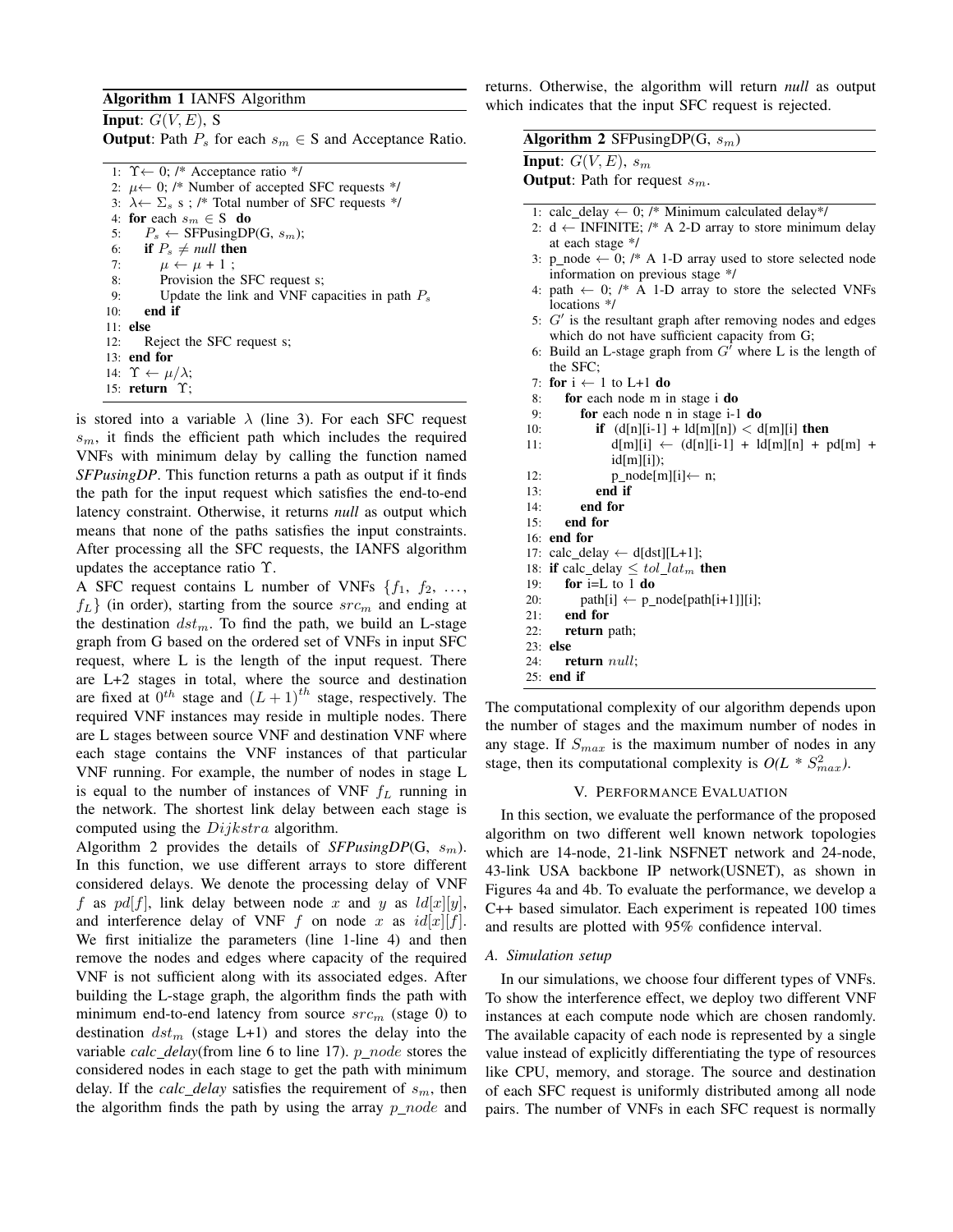**Algorithm 1** IANFS Algorithm

**Input**: $G(V, E)$, S

**Output**: Path $P_s$ for each $s_m \in$ S and Acceptance Ratio.

```
1:  Υ← 0; /* Acceptance ratio */
2:  μ← 0; /* Number of accepted SFC requests */
3:  λ← Σ_s s ; /* Total number of SFC requests */
4:  for each s_m ∈ S do
5:      P_s ← SFPusingDP(G, s_m);
6:      if P_s ≠ null then
7:          μ ← μ + 1 ;
8:          Provision the SFC request s;
9:          Update the link and VNF capacities in path P_s
10:     end if
11: else
12:     Reject the SFC request s;
13: end for
14: Υ ← μ/λ;
15: return Υ;
```

is stored into a variable $\lambda$ (line 3). For each SFC request $s_m$, it finds the efficient path which includes the required VNFs with minimum delay by calling the function named ***SFPusingDP***. This function returns a path as output if it finds the path for the input request which satisfies the end-to-end latency constraint. Otherwise, it returns *null* as output which means that none of the paths satisfies the input constraints. After processing all the SFC requests, the IANFS algorithm updates the acceptance ratio $\Upsilon$.

A SFC request contains L number of VNFs $\{f_1, f_2, \ldots, f_L\}$ (in order), starting from the source $src_m$ and ending at the destination $dst_m$. To find the path, we build an L-stage graph from G based on the ordered set of VNFs in input SFC request, where L is the length of the input request. There are L+2 stages in total, where the source and destination are fixed at $0^{th}$ stage and $(L+1)^{th}$ stage, respectively. The required VNF instances may reside in multiple nodes. There are L stages between source VNF and destination VNF where each stage contains the VNF instances of that particular VNF running. For example, the number of nodes in stage L is equal to the number of instances of VNF $f_L$ running in the network. The shortest link delay between each stage is computed using the $Dijkstra$ algorithm.

Algorithm 2 provides the details of ***SFPusingDP***(G, $s_m$). In this function, we use different arrays to store different considered delays. We denote the processing delay of VNF $f$ as $pd[f]$, link delay between node $x$ and $y$ as $ld[x][y]$, and interference delay of VNF $f$ on node $x$ as $id[x][f]$. We first initialize the parameters (line 1-line 4) and then remove the nodes and edges where capacity of the required VNF is not sufficient along with its associated edges. After building the L-stage graph, the algorithm finds the path with minimum end-to-end latency from source $src_m$ (stage 0) to destination $dst_m$ (stage L+1) and stores the delay into the variable *calc_delay*(from line 6 to line 17). $p\_node$ stores the considered nodes in each stage to get the path with minimum delay. If the *calc_delay* satisfies the requirement of $s_m$, then the algorithm finds the path by using the array $p\_node$ and returns. Otherwise, the algorithm will return *null* as output which indicates that the input SFC request is rejected.

**Algorithm 2** SFPusingDP(G, $s_m$)

**Input**: $G(V, E)$, $s_m$

**Output**: Path for request $s_m$.

```
1:  calc_delay ← 0; /* Minimum calculated delay*/
2:  d ← INFINITE; /* A 2-D array to store minimum delay
    at each stage */
3:  p_node ← 0; /* A 1-D array used to store selected node
    information on previous stage */
4:  path ← 0; /* A 1-D array to store the selected VNFs
    locations */
5:  G' is the resultant graph after removing nodes and edges
    which do not have sufficient capacity from G;
6:  Build an L-stage graph from G' where L is the length of
    the SFC;
7:  for i ← 1 to L+1 do
8:      for each node m in stage i do
9:          for each node n in stage i-1 do
10:             if (d[n][i-1] + ld[m][n]) < d[m][i] then
11:                 d[m][i] ← (d[n][i-1] + ld[m][n] + pd[m] +
                    id[m][i]);
12:                 p_node[m][i]← n;
13:             end if
14:         end for
15:     end for
16: end for
17: calc_delay ← d[dst][L+1];
18: if calc_delay ≤ tol_lat_m then
19:     for i=L to 1 do
20:         path[i] ← p_node[path[i+1]][i];
21:     end for
22:     return path;
23: else
24:     return null;
25: end if
```

The computational complexity of our algorithm depends upon the number of stages and the maximum number of nodes in any stage. If $S_{max}$ is the maximum number of nodes in any stage, then its computational complexity is *O(L \* $S_{max}^2$)*.

## V. Performance Evaluation

In this section, we evaluate the performance of the proposed algorithm on two different well known network topologies which are 14-node, 21-link NSFNET network and 24-node, 43-link USA backbone IP network(USNET), as shown in Figures 4a and 4b. To evaluate the performance, we develop a C++ based simulator. Each experiment is repeated 100 times and results are plotted with 95% confidence interval.

### A. Simulation setup

In our simulations, we choose four different types of VNFs. To show the interference effect, we deploy two different VNF instances at each compute node which are chosen randomly. The available capacity of each node is represented by a single value instead of explicitly differentiating the type of resources like CPU, memory, and storage. The source and destination of each SFC request is uniformly distributed among all node pairs. The number of VNFs in each SFC request is normally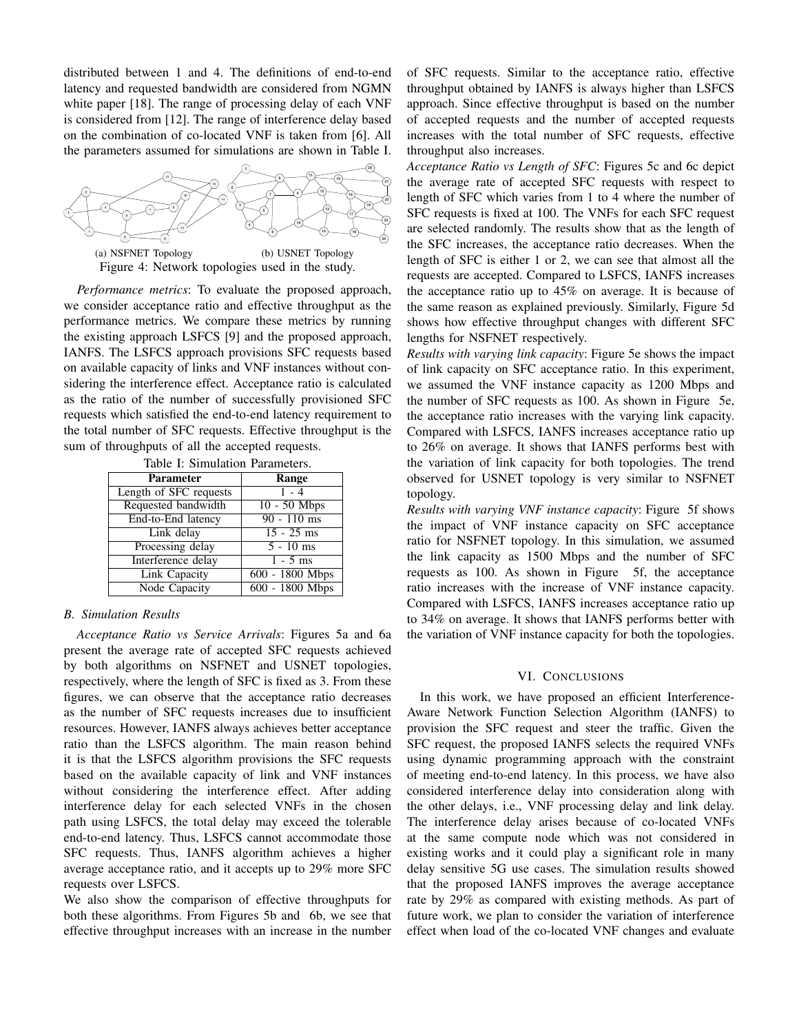distributed between 1 and 4. The definitions of end-to-end latency and requested bandwidth are considered from NGMN white paper [18]. The range of processing delay of each VNF is considered from [12]. The range of interference delay based on the combination of co-located VNF is taken from [6]. All the parameters assumed for simulations are shown in Table I.

(a) NSFNET Topology (b) USNET Topology

Figure 4: Network topologies used in the study.

*Performance metrics*: To evaluate the proposed approach, we consider acceptance ratio and effective throughput as the performance metrics. We compare these metrics by running the existing approach LSFCS [9] and the proposed approach, IANFS. The LSFCS approach provisions SFC requests based on available capacity of links and VNF instances without considering the interference effect. Acceptance ratio is calculated as the ratio of the number of successfully provisioned SFC requests which satisfied the end-to-end latency requirement to the total number of SFC requests. Effective throughput is the sum of throughputs of all the accepted requests.

Table I: Simulation Parameters.

| Parameter | Range |
| --- | --- |
| Length of SFC requests | 1 - 4 |
| Requested bandwidth | 10 - 50 Mbps |
| End-to-End latency | 90 - 110 ms |
| Link delay | 15 - 25 ms |
| Processing delay | 5 - 10 ms |
| Interference delay | 1 - 5 ms |
| Link Capacity | 600 - 1800 Mbps |
| Node Capacity | 600 - 1800 Mbps |

### B. Simulation Results

*Acceptance Ratio vs Service Arrivals*: Figures 5a and 6a present the average rate of accepted SFC requests achieved by both algorithms on NSFNET and USNET topologies, respectively, where the length of SFC is fixed as 3. From these figures, we can observe that the acceptance ratio decreases as the number of SFC requests increases due to insufficient resources. However, IANFS always achieves better acceptance ratio than the LSFCS algorithm. The main reason behind it is that the LSFCS algorithm provisions the SFC requests based on the available capacity of link and VNF instances without considering the interference effect. After adding interference delay for each selected VNFs in the chosen path using LSFCS, the total delay may exceed the tolerable end-to-end latency. Thus, LSFCS cannot accommodate those SFC requests. Thus, IANFS algorithm achieves a higher average acceptance ratio, and it accepts up to 29% more SFC requests over LSFCS.

We also show the comparison of effective throughputs for both these algorithms. From Figures 5b and 6b, we see that effective throughput increases with an increase in the number of SFC requests. Similar to the acceptance ratio, effective throughput obtained by IANFS is always higher than LSFCS approach. Since effective throughput is based on the number of accepted requests and the number of accepted requests increases with the total number of SFC requests, effective throughput also increases.

*Acceptance Ratio vs Length of SFC*: Figures 5c and 6c depict the average rate of accepted SFC requests with respect to length of SFC which varies from 1 to 4 where the number of SFC requests is fixed at 100. The VNFs for each SFC request are selected randomly. The results show that as the length of the SFC increases, the acceptance ratio decreases. When the length of SFC is either 1 or 2, we can see that almost all the requests are accepted. Compared to LSFCS, IANFS increases the acceptance ratio up to 45% on average. It is because of the same reason as explained previously. Similarly, Figure 5d shows how effective throughput changes with different SFC lengths for NSFNET respectively.

*Results with varying link capacity*: Figure 5e shows the impact of link capacity on SFC acceptance ratio. In this experiment, we assumed the VNF instance capacity as 1200 Mbps and the number of SFC requests as 100. As shown in Figure 5e, the acceptance ratio increases with the varying link capacity. Compared with LSFCS, IANFS increases acceptance ratio up to 26% on average. It shows that IANFS performs best with the variation of link capacity for both topologies. The trend observed for USNET topology is very similar to NSFNET topology.

*Results with varying VNF instance capacity*: Figure 5f shows the impact of VNF instance capacity on SFC acceptance ratio for NSFNET topology. In this simulation, we assumed the link capacity as 1500 Mbps and the number of SFC requests as 100. As shown in Figure 5f, the acceptance ratio increases with the increase of VNF instance capacity. Compared with LSFCS, IANFS increases acceptance ratio up to 34% on average. It shows that IANFS performs better with the variation of VNF instance capacity for both the topologies.

## VI. Conclusions

In this work, we have proposed an efficient Interference-Aware Network Function Selection Algorithm (IANFS) to provision the SFC request and steer the traffic. Given the SFC request, the proposed IANFS selects the required VNFs using dynamic programming approach with the constraint of meeting end-to-end latency. In this process, we have also considered interference delay into consideration along with the other delays, i.e., VNF processing delay and link delay. The interference delay arises because of co-located VNFs at the same compute node which was not considered in existing works and it could play a significant role in many delay sensitive 5G use cases. The simulation results showed that the proposed IANFS improves the average acceptance rate by 29% as compared with existing methods. As part of future work, we plan to consider the variation of interference effect when load of the co-located VNF changes and evaluate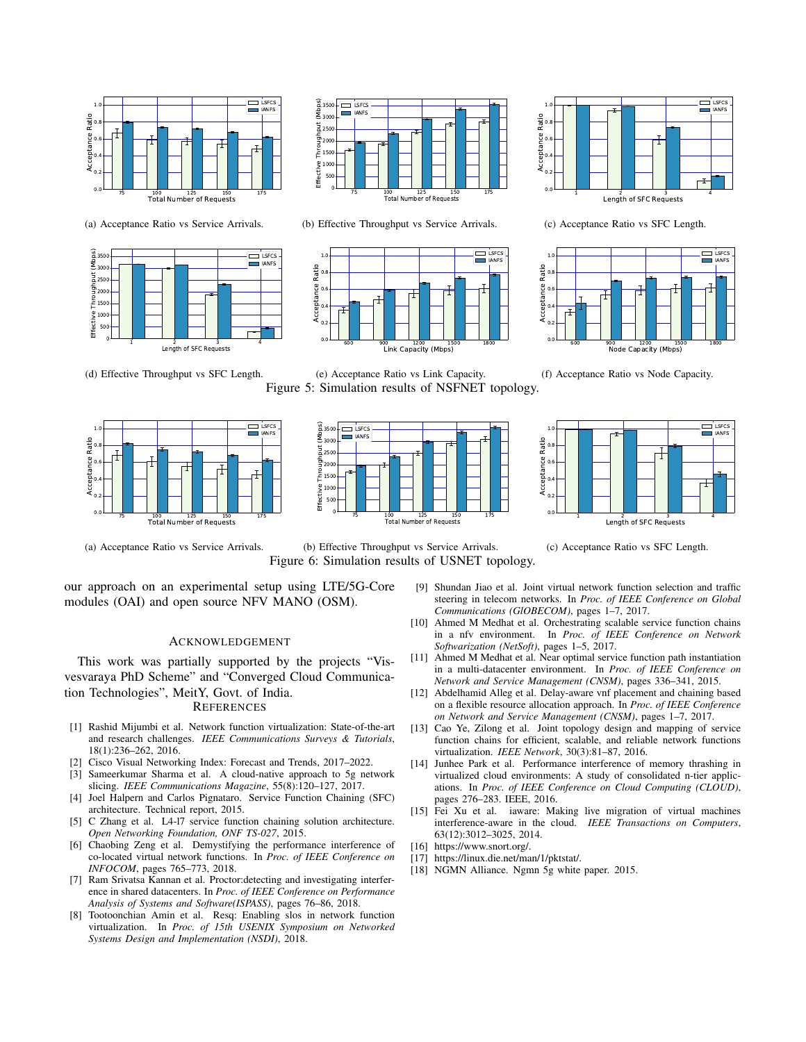LSFCS
IANFS
Acceptance Ratio
Total Number of Requests
75 100 125 150 175

(a) Acceptance Ratio vs Service Arrivals.

LSFCS
IANFS
Effective Throughput (Mbps)
Total Number of Requests
75 100 125 150 175

(b) Effective Throughput vs Service Arrivals.

LSFCS
IANFS
Acceptance Ratio
Length of SFC Requests
1 2 3 4

(c) Acceptance Ratio vs SFC Length.

LSFCS
IANFS
Effective Throughput (Mbps)
Length of SFC Requests
1 2 3 4

(d) Effective Throughput vs SFC Length.

LSFCS
IANFS
Acceptance Ratio
Link Capacity (Mbps)
600 900 1200 1500 1800

(e) Acceptance Ratio vs Link Capacity.

LSFCS
IANFS
Acceptance Ratio
Node Capacity (Mbps)
600 900 1200 1500 1800

(f) Acceptance Ratio vs Node Capacity.

Figure 5: Simulation results of NSFNET topology.

LSFCS
IANFS
Acceptance Ratio
Total Number of Requests
75 100 125 150 175

(a) Acceptance Ratio vs Service Arrivals.

LSFCS
IANFS
Effective Throughput (Mbps)
Total Number of Requests
75 100 125 150 175

(b) Effective Throughput vs Service Arrivals.

LSFCS
IANFS
Acceptance Ratio
Length of SFC Requests
1 2 3 4

(c) Acceptance Ratio vs SFC Length.

Figure 6: Simulation results of USNET topology.

our approach on an experimental setup using LTE/5G-Core modules (OAI) and open source NFV MANO (OSM).

## Acknowledgement

This work was partially supported by the projects "Visvesvaraya PhD Scheme" and "Converged Cloud Communication Technologies", MeitY, Govt. of India.

## References

[1] Rashid Mijumbi et al. Network function virtualization: State-of-the-art and research challenges. *IEEE Communications Surveys & Tutorials*, 18(1):236–262, 2016.

[2] Cisco Visual Networking Index: Forecast and Trends, 2017–2022.

[3] Sameerkumar Sharma et al. A cloud-native approach to 5g network slicing. *IEEE Communications Magazine*, 55(8):120–127, 2017.

[4] Joel Halpern and Carlos Pignataro. Service Function Chaining (SFC) architecture. Technical report, 2015.

[5] C Zhang et al. L4-l7 service function chaining solution architecture. *Open Networking Foundation, ONF TS-027*, 2015.

[6] Chaobing Zeng et al. Demystifying the performance interference of co-located virtual network functions. In *Proc. of IEEE Conference on INFOCOM*, pages 765–773, 2018.

[7] Ram Srivatsa Kannan et al. Proctor:detecting and investigating interference in shared datacenters. In *Proc. of IEEE Conference on Performance Analysis of Systems and Software(ISPASS)*, pages 76–86, 2018.

[8] Tootoonchian Amin et al. Resq: Enabling slos in network function virtualization. In *Proc. of 15th USENIX Symposium on Networked Systems Design and Implementation (NSDI)*, 2018.

[9] Shundan Jiao et al. Joint virtual network function selection and traffic steering in telecom networks. In *Proc. of IEEE Conference on Global Communications (GlOBECOM)*, pages 1–7, 2017.

[10] Ahmed M Medhat et al. Orchestrating scalable service function chains in a nfv environment. In *Proc. of IEEE Conference on Network Softwarization (NetSoft)*, pages 1–5, 2017.

[11] Ahmed M Medhat et al. Near optimal service function path instantiation in a multi-datacenter environment. In *Proc. of IEEE Conference on Network and Service Management (CNSM)*, pages 336–341, 2015.

[12] Abdelhamid Alleg et al. Delay-aware vnf placement and chaining based on a flexible resource allocation approach. In *Proc. of IEEE Conference on Network and Service Management (CNSM)*, pages 1–7, 2017.

[13] Cao Ye, Zilong et al. Joint topology design and mapping of service function chains for efficient, scalable, and reliable network functions virtualization. *IEEE Network*, 30(3):81–87, 2016.

[14] Junhee Park et al. Performance interference of memory thrashing in virtualized cloud environments: A study of consolidated n-tier applications. In *Proc. of IEEE Conference on Cloud Computing (CLOUD)*, pages 276–283. IEEE, 2016.

[15] Fei Xu et al. iaware: Making live migration of virtual machines interference-aware in the cloud. *IEEE Transactions on Computers*, 63(12):3012–3025, 2014.

[16] https://www.snort.org/.

[17] https://linux.die.net/man/1/pktstat/.

[18] NGMN Alliance. Ngmn 5g white paper. 2015.